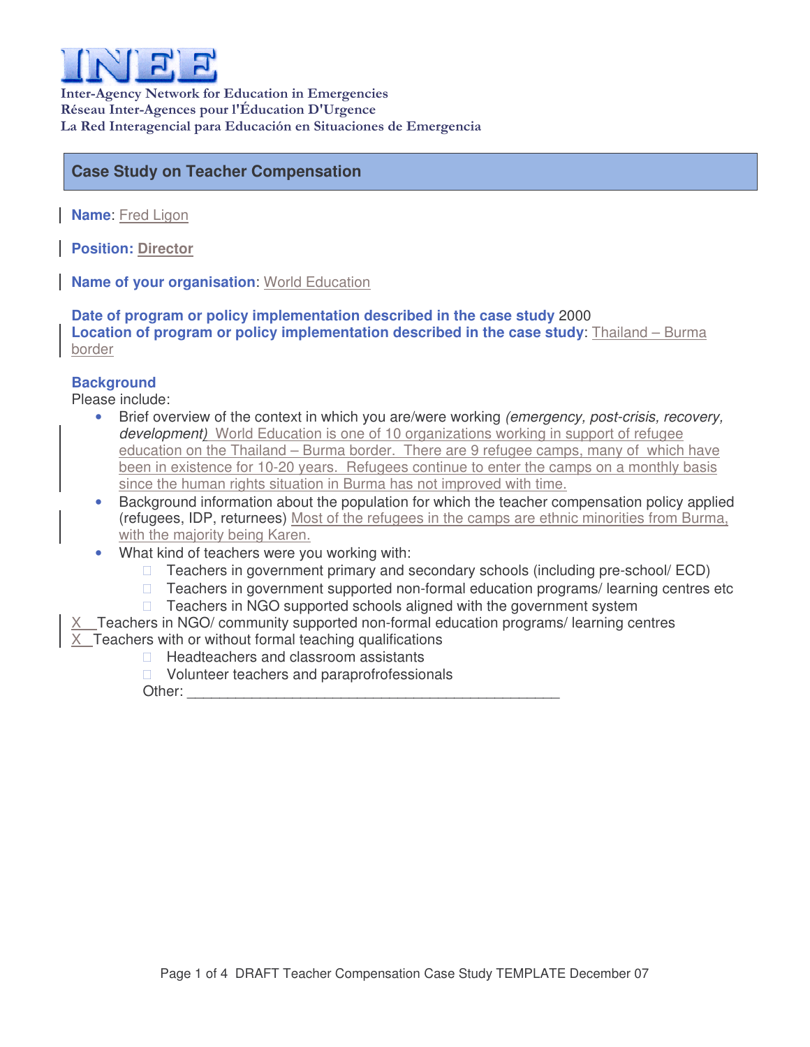INEE

Inter-Agency Network for Education in Emergencies
Réseau Inter-Agences pour l'Éducation D'Urgence
La Red Interagencial para Educación en Situaciones de Emergencia

## Case Study on Teacher Compensation

**Name**: Fred Ligon

**Position: Director**

**Name of your organisation**: World Education

**Date of program or policy implementation described in the case study** 2000
**Location of program or policy implementation described in the case study**: Thailand – Burma border

### Background

Please include:

- Brief overview of the context in which you are/were working *(emergency, post-crisis, recovery, development)* World Education is one of 10 organizations working in support of refugee education on the Thailand – Burma border. There are 9 refugee camps, many of which have been in existence for 10-20 years. Refugees continue to enter the camps on a monthly basis since the human rights situation in Burma has not improved with time.
- Background information about the population for which the teacher compensation policy applied (refugees, IDP, returnees) Most of the refugees in the camps are ethnic minorities from Burma, with the majority being Karen.
- What kind of teachers were you working with:
  - ☐ Teachers in government primary and secondary schools (including pre-school/ ECD)
  - ☐ Teachers in government supported non-formal education programs/ learning centres etc
  - ☐ Teachers in NGO supported schools aligned with the government system
  - X Teachers in NGO/ community supported non-formal education programs/ learning centres
  - X Teachers with or without formal teaching qualifications
  - ☐ Headteachers and classroom assistants
  - ☐ Volunteer teachers and paraprofessionals
  - Other: ______________________________________________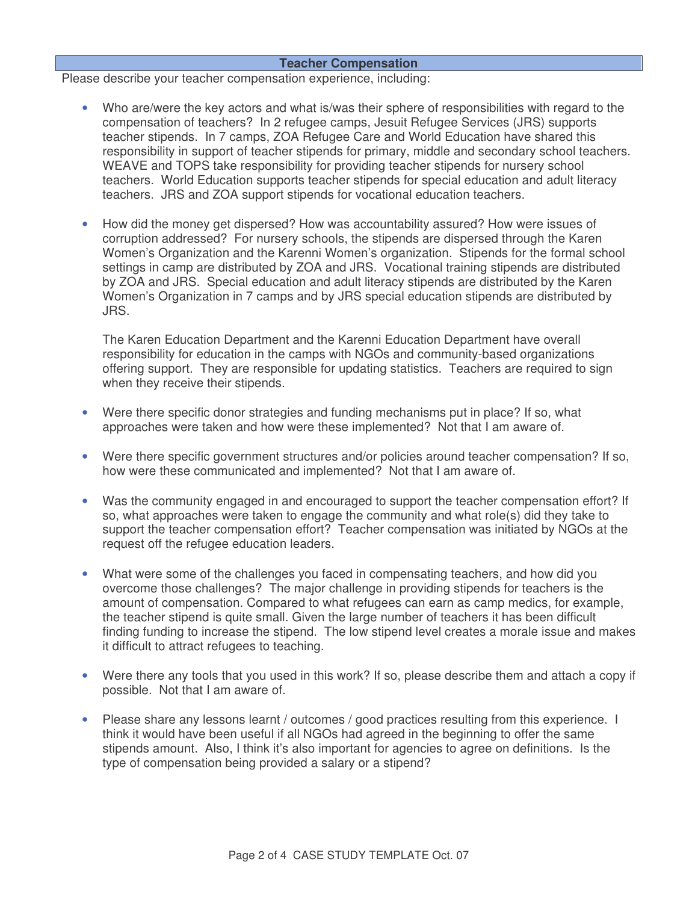## Teacher Compensation

Please describe your teacher compensation experience, including:

- Who are/were the key actors and what is/was their sphere of responsibilities with regard to the compensation of teachers? In 2 refugee camps, Jesuit Refugee Services (JRS) supports teacher stipends. In 7 camps, ZOA Refugee Care and World Education have shared this responsibility in support of teacher stipends for primary, middle and secondary school teachers. WEAVE and TOPS take responsibility for providing teacher stipends for nursery school teachers. World Education supports teacher stipends for special education and adult literacy teachers. JRS and ZOA support stipends for vocational education teachers.

- How did the money get dispersed? How was accountability assured? How were issues of corruption addressed? For nursery schools, the stipends are dispersed through the Karen Women's Organization and the Karenni Women's organization. Stipends for the formal school settings in camp are distributed by ZOA and JRS. Vocational training stipends are distributed by ZOA and JRS. Special education and adult literacy stipends are distributed by the Karen Women's Organization in 7 camps and by JRS special education stipends are distributed by JRS.

  The Karen Education Department and the Karenni Education Department have overall responsibility for education in the camps with NGOs and community-based organizations offering support. They are responsible for updating statistics. Teachers are required to sign when they receive their stipends.

- Were there specific donor strategies and funding mechanisms put in place? If so, what approaches were taken and how were these implemented? Not that I am aware of.

- Were there specific government structures and/or policies around teacher compensation? If so, how were these communicated and implemented? Not that I am aware of.

- Was the community engaged in and encouraged to support the teacher compensation effort? If so, what approaches were taken to engage the community and what role(s) did they take to support the teacher compensation effort? Teacher compensation was initiated by NGOs at the request off the refugee education leaders.

- What were some of the challenges you faced in compensating teachers, and how did you overcome those challenges? The major challenge in providing stipends for teachers is the amount of compensation. Compared to what refugees can earn as camp medics, for example, the teacher stipend is quite small. Given the large number of teachers it has been difficult finding funding to increase the stipend. The low stipend level creates a morale issue and makes it difficult to attract refugees to teaching.

- Were there any tools that you used in this work? If so, please describe them and attach a copy if possible. Not that I am aware of.

- Please share any lessons learnt / outcomes / good practices resulting from this experience. I think it would have been useful if all NGOs had agreed in the beginning to offer the same stipends amount. Also, I think it's also important for agencies to agree on definitions. Is the type of compensation being provided a salary or a stipend?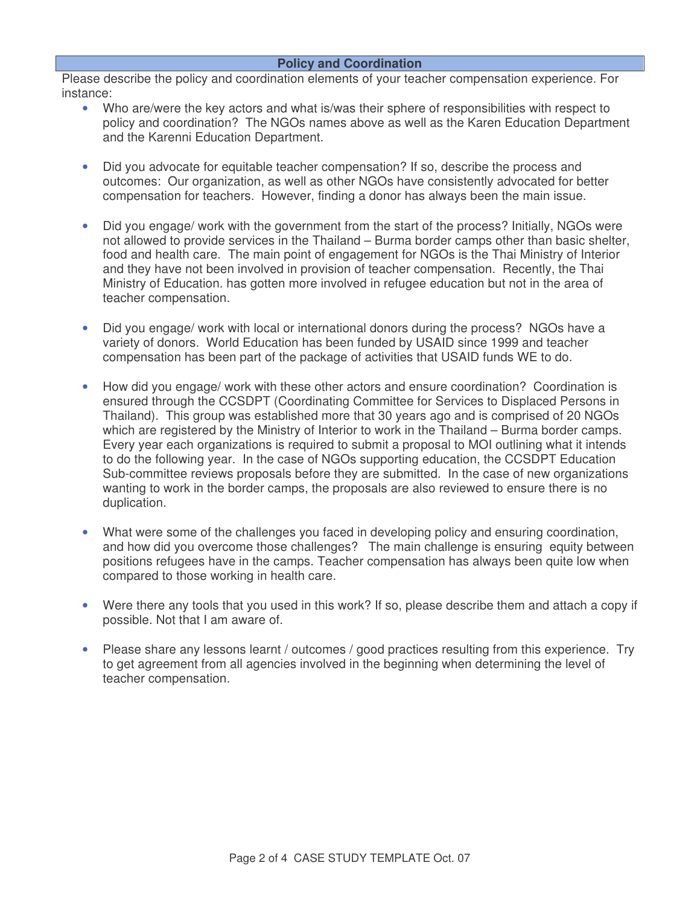## Policy and Coordination

Please describe the policy and coordination elements of your teacher compensation experience. For instance:

- Who are/were the key actors and what is/was their sphere of responsibilities with respect to policy and coordination? The NGOs names above as well as the Karen Education Department and the Karenni Education Department.

- Did you advocate for equitable teacher compensation? If so, describe the process and outcomes: Our organization, as well as other NGOs have consistently advocated for better compensation for teachers. However, finding a donor has always been the main issue.

- Did you engage/ work with the government from the start of the process? Initially, NGOs were not allowed to provide services in the Thailand – Burma border camps other than basic shelter, food and health care. The main point of engagement for NGOs is the Thai Ministry of Interior and they have not been involved in provision of teacher compensation. Recently, the Thai Ministry of Education. has gotten more involved in refugee education but not in the area of teacher compensation.

- Did you engage/ work with local or international donors during the process? NGOs have a variety of donors. World Education has been funded by USAID since 1999 and teacher compensation has been part of the package of activities that USAID funds WE to do.

- How did you engage/ work with these other actors and ensure coordination? Coordination is ensured through the CCSDPT (Coordinating Committee for Services to Displaced Persons in Thailand). This group was established more that 30 years ago and is comprised of 20 NGOs which are registered by the Ministry of Interior to work in the Thailand – Burma border camps. Every year each organizations is required to submit a proposal to MOI outlining what it intends to do the following year. In the case of NGOs supporting education, the CCSDPT Education Sub-committee reviews proposals before they are submitted. In the case of new organizations wanting to work in the border camps, the proposals are also reviewed to ensure there is no duplication.

- What were some of the challenges you faced in developing policy and ensuring coordination, and how did you overcome those challenges? The main challenge is ensuring equity between positions refugees have in the camps. Teacher compensation has always been quite low when compared to those working in health care.

- Were there any tools that you used in this work? If so, please describe them and attach a copy if possible. Not that I am aware of.

- Please share any lessons learnt / outcomes / good practices resulting from this experience. Try to get agreement from all agencies involved in the beginning when determining the level of teacher compensation.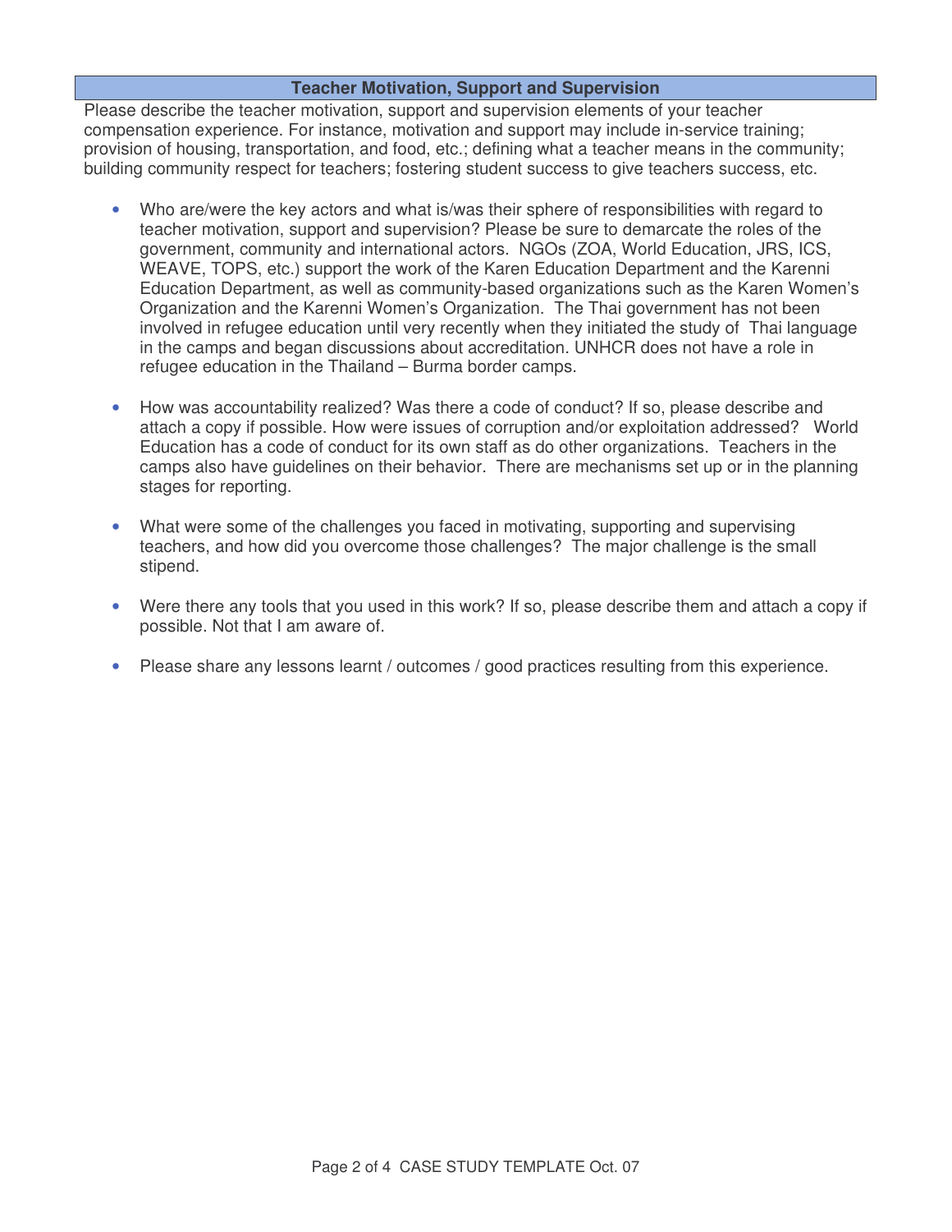## Teacher Motivation, Support and Supervision

Please describe the teacher motivation, support and supervision elements of your teacher compensation experience. For instance, motivation and support may include in-service training; provision of housing, transportation, and food, etc.; defining what a teacher means in the community; building community respect for teachers; fostering student success to give teachers success, etc.

- Who are/were the key actors and what is/was their sphere of responsibilities with regard to teacher motivation, support and supervision? Please be sure to demarcate the roles of the government, community and international actors. NGOs (ZOA, World Education, JRS, ICS, WEAVE, TOPS, etc.) support the work of the Karen Education Department and the Karenni Education Department, as well as community-based organizations such as the Karen Women's Organization and the Karenni Women's Organization. The Thai government has not been involved in refugee education until very recently when they initiated the study of Thai language in the camps and began discussions about accreditation. UNHCR does not have a role in refugee education in the Thailand – Burma border camps.

- How was accountability realized? Was there a code of conduct? If so, please describe and attach a copy if possible. How were issues of corruption and/or exploitation addressed? World Education has a code of conduct for its own staff as do other organizations. Teachers in the camps also have guidelines on their behavior. There are mechanisms set up or in the planning stages for reporting.

- What were some of the challenges you faced in motivating, supporting and supervising teachers, and how did you overcome those challenges? The major challenge is the small stipend.

- Were there any tools that you used in this work? If so, please describe them and attach a copy if possible. Not that I am aware of.

- Please share any lessons learnt / outcomes / good practices resulting from this experience.